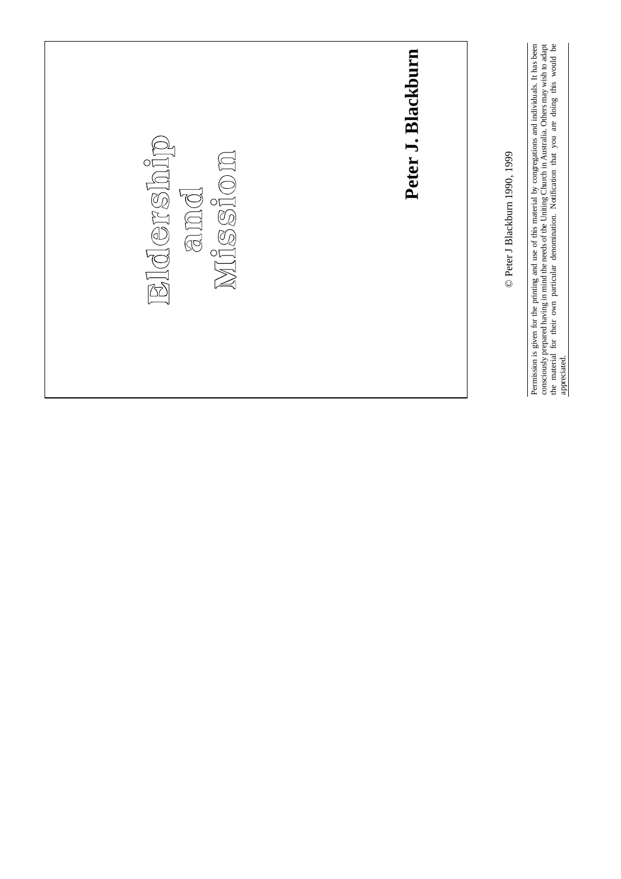# Eldership and Mission

**Peter J. Blackburn**

© Peter J Blackburn 1990, 1999

Permission is given for the printing and use of this material by congregations and individuals. It has been consciously prepared having in mind the needs of the Uniting Church in Australia. Others may wish to adapt the material for their own particular denomination. Notification that you are doing this would be appreciated.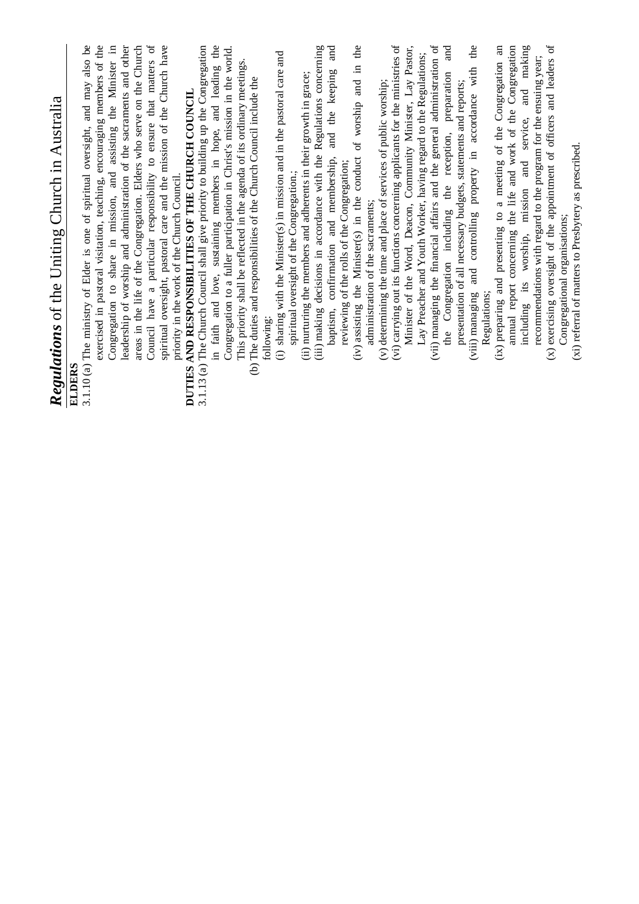# *Regulations* of the Uniting Church in Australia

**ELDERS**

3.1.10 (a) The ministry of Elder is one of spiritual oversight, and may also be exercised in pastoral visitation, teaching, encouraging members of the Congregation to share in mission, and assisting the Minister in leadership of worship and administration of the sacraments and other areas in the life of the Congregation. Elders who serve on the Church Council have a particular responsibility to ensure that matters of spiritual oversight, pastoral care and the mission of the Church have priority in the work of the Church Council.

**DUTIES AND RESPONSIBILITIES OF THE CHURCH COUNCIL**

3.1.13 (a) The Church Council shall give priority to building up the Congregation in faith and love, sustaining members in hope, and leading the Congregation to a fuller participation in Christ's mission in the world. This priority shall be reflected in the agenda of its ordinary meetings.

(b) The duties and responsibilities of the Church Council include the following:

(i) sharing with the Minister(s) in mission and in the pastoral care and spiritual oversight of the Congregation.;

(ii) nurturing the members and adherents in their growth in grace;

(iii) making decisions in accordance with the Regulations concerning baptism, confirmation and membership, and the keeping and reviewing of the rolls of the Congregation;

(iv) assisting the Minister(s) in the conduct of worship and in the administration of the sacraments;

(v) determining the time and place of services of public worship;

(vi) carrying out its functions concerning applicants for the ministries of Minister of the Word, Deacon, Community Minister, Lay Pastor, Lay Preacher and Youth Worker, having regard to the Regulations;

(vii) managing the financial affairs and the general administration of the Congregation including the reception, preparation and presentation of all necessary budgets, statements and reports;

(viii) managing and controlling property in accordance with the Regulations;

(ix) preparing and presenting to a meeting of the Congregation an annual report concerning the life and work of the Congregation including its worship, mission and service, and making recommendations with regard to the program for the ensuing year;

(x) exercising oversight of the appointment of officers and leaders of Congregational organisations;

(xi) referral of matters to Presbytery as prescribed.